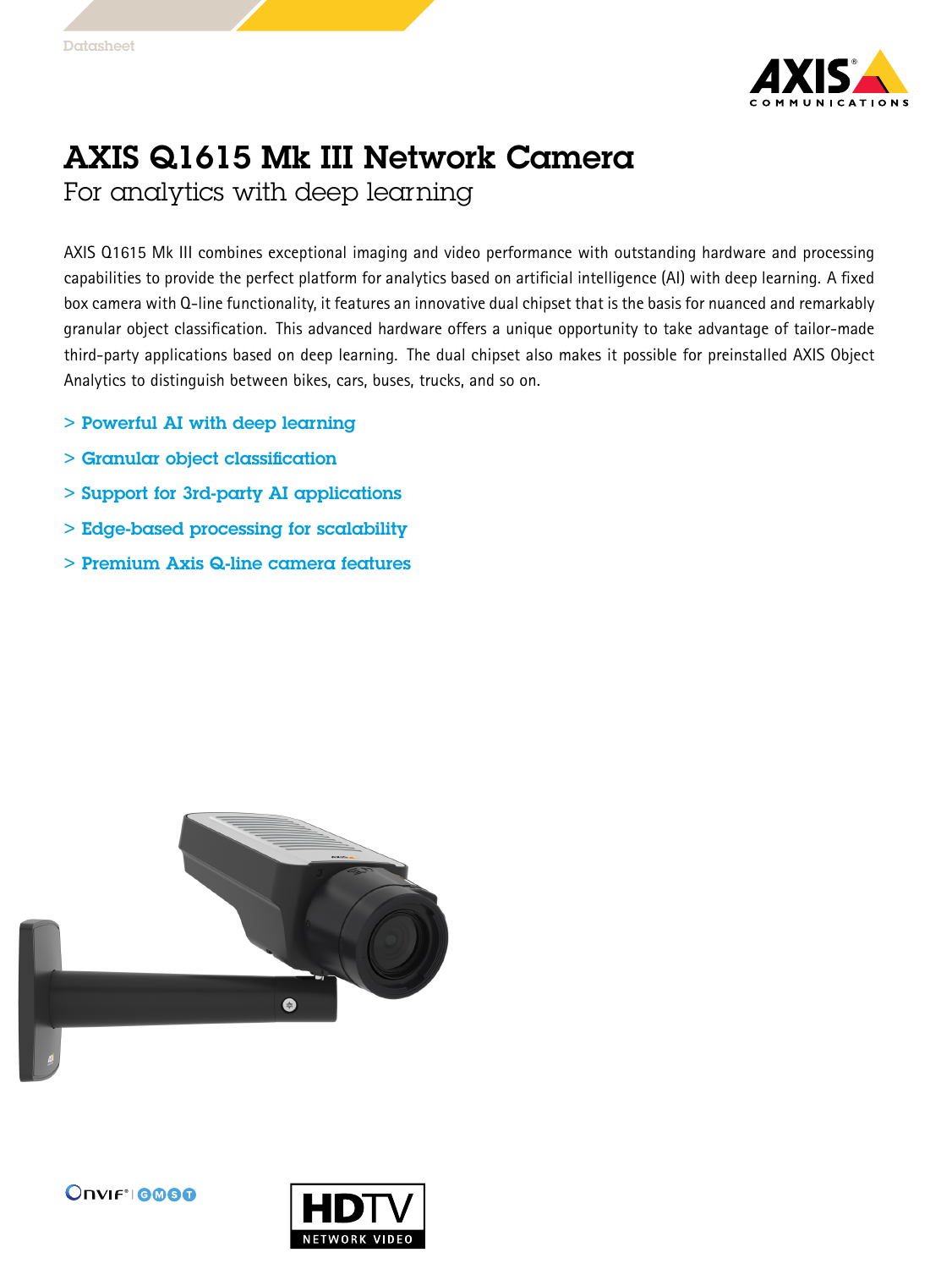# AXIS Q1615 Mk III Network Camera

## For analytics with deep learning

AXIS Q1615 Mk III combines exceptional imaging and video performance with outstanding hardware and processing capabilities to provide the perfect platform for analytics based on artificial intelligence (AI) with deep learning. A fixed box camera with Q-line functionality, it features an innovative dual chipset that is the basis for nuanced and remarkably granular object classification. This advanced hardware offers a unique opportunity to take advantage of tailor-made third-party applications based on deep learning. The dual chipset also makes it possible for preinstalled AXIS Object Analytics to distinguish between bikes, cars, buses, trucks, and so on.

> Powerful AI with deep learning

> Granular object classification

> Support for 3rd-party AI applications

> Edge-based processing for scalability

> Premium Axis Q-line camera features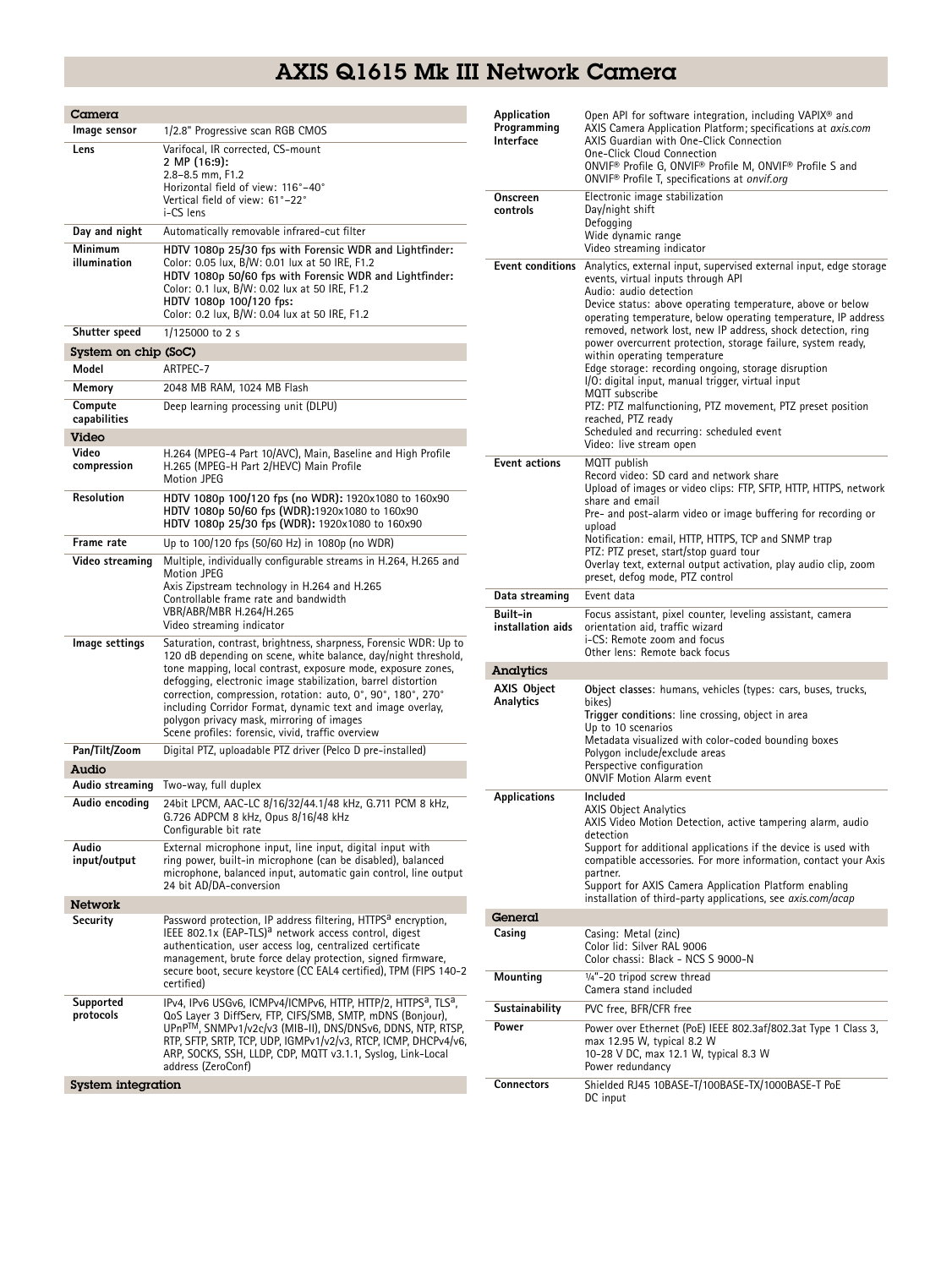# AXIS Q1615 Mk III Network Camera

## Camera

| | |
|---|---|
| **Image sensor** | 1/2.8" Progressive scan RGB CMOS |
| **Lens** | Varifocal, IR corrected, CS-mount<br>**2 MP (16:9):**<br>2.8–8.5 mm, F1.2<br>Horizontal field of view: 116°–40°<br>Vertical field of view: 61°–22°<br>i-CS lens |
| **Day and night** | Automatically removable infrared-cut filter |
| **Minimum illumination** | **HDTV 1080p 25/30 fps with Forensic WDR and Lightfinder:**<br>Color: 0.05 lux, B/W: 0.01 lux at 50 IRE, F1.2<br>**HDTV 1080p 50/60 fps with Forensic WDR and Lightfinder:**<br>Color: 0.1 lux, B/W: 0.02 lux at 50 IRE, F1.2<br>**HDTV 1080p 100/120 fps:**<br>Color: 0.2 lux, B/W: 0.04 lux at 50 IRE, F1.2 |
| **Shutter speed** | 1/125000 to 2 s |

## System on chip (SoC)

| | |
|---|---|
| **Model** | ARTPEC-7 |
| **Memory** | 2048 MB RAM, 1024 MB Flash |
| **Compute capabilities** | Deep learning processing unit (DLPU) |

## Video

| | |
|---|---|
| **Video compression** | H.264 (MPEG-4 Part 10/AVC), Main, Baseline and High Profile<br>H.265 (MPEG-H Part 2/HEVC) Main Profile<br>Motion JPEG |
| **Resolution** | **HDTV 1080p 100/120 fps (no WDR):** 1920x1080 to 160x90<br>**HDTV 1080p 50/60 fps (WDR):**1920x1080 to 160x90<br>**HDTV 1080p 25/30 fps (WDR):** 1920x1080 to 160x90 |
| **Frame rate** | Up to 100/120 fps (50/60 Hz) in 1080p (no WDR) |
| **Video streaming** | Multiple, individually configurable streams in H.264, H.265 and Motion JPEG<br>Axis Zipstream technology in H.264 and H.265<br>Controllable frame rate and bandwidth<br>VBR/ABR/MBR H.264/H.265<br>Video streaming indicator |
| **Image settings** | Saturation, contrast, brightness, sharpness, Forensic WDR: Up to 120 dB depending on scene, white balance, day/night threshold, tone mapping, local contrast, exposure mode, exposure zones, defogging, electronic image stabilization, barrel distortion correction, compression, rotation: auto, 0°, 90°, 180°, 270° including Corridor Format, dynamic text and image overlay, polygon privacy mask, mirroring of images<br>Scene profiles: forensic, vivid, traffic overview |
| **Pan/Tilt/Zoom** | Digital PTZ, uploadable PTZ driver (Pelco D pre-installed) |

## Audio

| | |
|---|---|
| **Audio streaming** | Two-way, full duplex |
| **Audio encoding** | 24bit LPCM, AAC-LC 8/16/32/44.1/48 kHz, G.711 PCM 8 kHz, G.726 ADPCM 8 kHz, Opus 8/16/48 kHz<br>Configurable bit rate |
| **Audio input/output** | External microphone input, line input, digital input with ring power, built-in microphone (can be disabled), balanced microphone, balanced input, automatic gain control, line output 24 bit AD/DA-conversion |

## Network

| | |
|---|---|
| **Security** | Password protection, IP address filtering, HTTPS[a] encryption, IEEE 802.1x (EAP-TLS)[a] network access control, digest authentication, user access log, centralized certificate management, brute force delay protection, signed firmware, secure boot, secure keystore (CC EAL4 certified), TPM (FIPS 140-2 certified) |
| **Supported protocols** | IPv4, IPv6 USGv6, ICMPv4/ICMPv6, HTTP, HTTP/2, HTTPS[a], TLS[a], QoS Layer 3 DiffServ, FTP, CIFS/SMB, SMTP, mDNS (Bonjour), UPnP™, SNMPv1/v2c/v3 (MIB-II), DNS/DNSv6, DDNS, NTP, RTSP, RTP, SFTP, SRTP, TCP, UDP, IGMPv1/v2/v3, RTCP, ICMP, DHCPv4/v6, ARP, SOCKS, SSH, LLDP, CDP, MQTT v3.1.1, Syslog, Link-Local address (ZeroConf) |

## System integration

| | |
|---|---|
| **Application Programming Interface** | Open API for software integration, including VAPIX® and AXIS Camera Application Platform; specifications at *axis.com*<br>AXIS Guardian with One-Click Connection<br>One-Click Cloud Connection<br>ONVIF® Profile G, ONVIF® Profile M, ONVIF® Profile S and ONVIF® Profile T, specifications at *onvif.org* |
| **Onscreen controls** | Electronic image stabilization<br>Day/night shift<br>Defogging<br>Wide dynamic range<br>Video streaming indicator |
| **Event conditions** | Analytics, external input, supervised external input, edge storage events, virtual inputs through API<br>Audio: audio detection<br>Device status: above operating temperature, above or below operating temperature, below operating temperature, IP address removed, network lost, new IP address, shock detection, ring power overcurrent protection, storage failure, system ready, within operating temperature<br>Edge storage: recording ongoing, storage disruption<br>I/O: digital input, manual trigger, virtual input<br>MQTT subscribe<br>PTZ: PTZ malfunctioning, PTZ movement, PTZ preset position reached, PTZ ready<br>Scheduled and recurring: scheduled event<br>Video: live stream open |
| **Event actions** | MQTT publish<br>Record video: SD card and network share<br>Upload of images or video clips: FTP, SFTP, HTTP, HTTPS, network share and email<br>Pre- and post-alarm video or image buffering for recording or upload<br>Notification: email, HTTP, HTTPS, TCP and SNMP trap<br>PTZ: PTZ preset, start/stop guard tour<br>Overlay text, external output activation, play audio clip, zoom preset, defog mode, PTZ control |
| **Data streaming** | Event data |
| **Built-in installation aids** | Focus assistant, pixel counter, leveling assistant, camera orientation aid, traffic wizard<br>i-CS: Remote zoom and focus<br>Other lens: Remote back focus |

## Analytics

| | |
|---|---|
| **AXIS Object Analytics** | **Object classes**: humans, vehicles (types: cars, buses, trucks, bikes)<br>**Trigger conditions**: line crossing, object in area<br>Up to 10 scenarios<br>Metadata visualized with color-coded bounding boxes<br>Polygon include/exclude areas<br>Perspective configuration<br>ONVIF Motion Alarm event |
| **Applications** | Included<br>AXIS Object Analytics<br>AXIS Video Motion Detection, active tampering alarm, audio detection<br>Support for additional applications if the device is used with compatible accessories. For more information, contact your Axis partner.<br>Support for AXIS Camera Application Platform enabling installation of third-party applications, see *axis.com/acap* |

## General

| | |
|---|---|
| **Casing** | Casing: Metal (zinc)<br>Color lid: Silver RAL 9006<br>Color chassi: Black - NCS S 9000-N |
| **Mounting** | ¼"-20 tripod screw thread<br>Camera stand included |
| **Sustainability** | PVC free, BFR/CFR free |
| **Power** | Power over Ethernet (PoE) IEEE 802.3af/802.3at Type 1 Class 3, max 12.95 W, typical 8.2 W<br>10-28 V DC, max 12.1 W, typical 8.3 W<br>Power redundancy |
| **Connectors** | Shielded RJ45 10BASE-T/100BASE-TX/1000BASE-T PoE<br>DC input |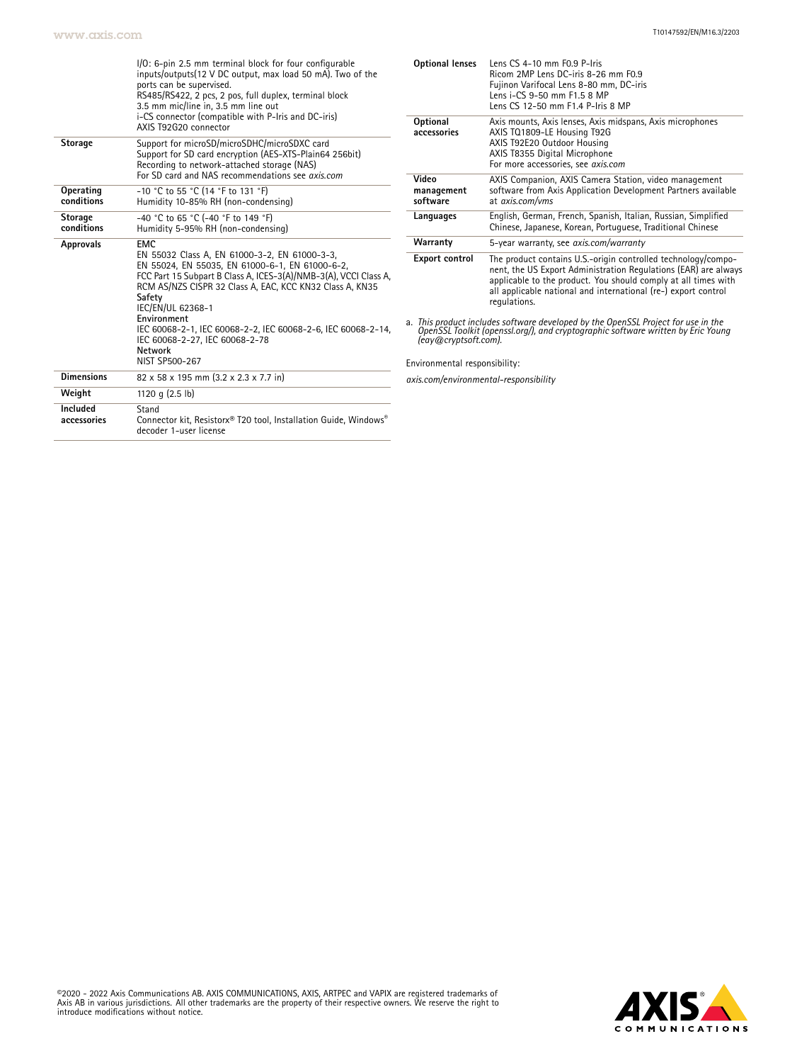| | |
|---|---|
| | I/O: 6-pin 2.5 mm terminal block for four configurable inputs/outputs(12 V DC output, max load 50 mA). Two of the ports can be supervised.<br>RS485/RS422, 2 pcs, 2 pos, full duplex, terminal block<br>3.5 mm mic/line in, 3.5 mm line out<br>i-CS connector (compatible with P-Iris and DC-iris)<br>AXIS T92G20 connector |
| **Storage** | Support for microSD/microSDHC/microSDXC card<br>Support for SD card encryption (AES-XTS-Plain64 256bit)<br>Recording to network-attached storage (NAS)<br>For SD card and NAS recommendations see *axis.com* |
| **Operating conditions** | -10 °C to 55 °C (14 °F to 131 °F)<br>Humidity 10-85% RH (non-condensing) |
| **Storage conditions** | -40 °C to 65 °C (-40 °F to 149 °F)<br>Humidity 5-95% RH (non-condensing) |
| **Approvals** | **EMC**<br>EN 55032 Class A, EN 61000-3-2, EN 61000-3-3, EN 55024, EN 55035, EN 61000-6-1, EN 61000-6-2, FCC Part 15 Subpart B Class A, ICES-3(A)/NMB-3(A), VCCI Class A, RCM AS/NZS CISPR 32 Class A, EAC, KCC KN32 Class A, KN35<br>**Safety**<br>IEC/EN/UL 62368-1<br>**Environment**<br>IEC 60068-2-1, IEC 60068-2-2, IEC 60068-2-6, IEC 60068-2-14, IEC 60068-2-27, IEC 60068-2-78<br>**Network**<br>NIST SP500-267 |
| **Dimensions** | 82 x 58 x 195 mm (3.2 x 2.3 x 7.7 in) |
| **Weight** | 1120 g (2.5 lb) |
| **Included accessories** | Stand<br>Connector kit, Resistorx® T20 tool, Installation Guide, Windows® decoder 1-user license |
| **Optional lenses** | Lens CS 4-10 mm F0.9 P-Iris<br>Ricom 2MP Lens DC-iris 8-26 mm F0.9<br>Fujinon Varifocal Lens 8-80 mm, DC-iris<br>Lens i-CS 9-50 mm F1.5 8 MP<br>Lens CS 12-50 mm F1.4 P-Iris 8 MP |
| **Optional accessories** | Axis mounts, Axis lenses, Axis midspans, Axis microphones<br>AXIS TQ1809-LE Housing T92G<br>AXIS T92E20 Outdoor Housing<br>AXIS T8355 Digital Microphone<br>For more accessories, see *axis.com* |
| **Video management software** | AXIS Companion, AXIS Camera Station, video management software from Axis Application Development Partners available at *axis.com/vms* |
| **Languages** | English, German, French, Spanish, Italian, Russian, Simplified Chinese, Japanese, Korean, Portuguese, Traditional Chinese |
| **Warranty** | 5-year warranty, see *axis.com/warranty* |
| **Export control** | The product contains U.S.-origin controlled technology/component, the US Export Administration Regulations (EAR) are always applicable to the product. You should comply at all times with all applicable national and international (re-) export control regulations. |

a. *This product includes software developed by the OpenSSL Project for use in the OpenSSL Toolkit (openssl.org/), and cryptographic software written by Eric Young (eay@cryptsoft.com).*

Environmental responsibility:

*axis.com/environmental-responsibility*

©2020 - 2022 Axis Communications AB. AXIS COMMUNICATIONS, AXIS, ARTPEC and VAPIX are registered trademarks of Axis AB in various jurisdictions. All other trademarks are the property of their respective owners. We reserve the right to introduce modifications without notice.